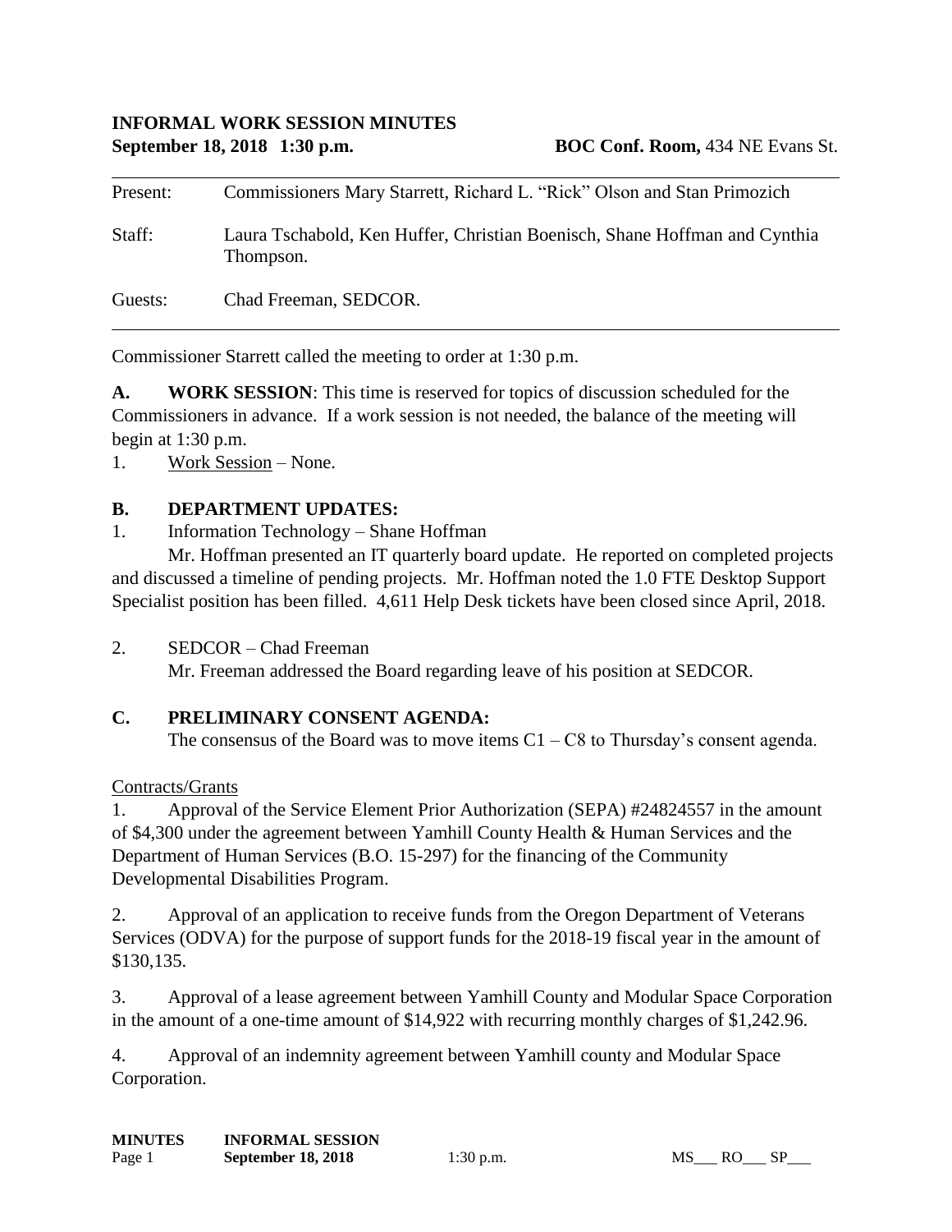**INFORMAL WORK SESSION MINUTES**
**September 18, 2018 1:30 p.m.** **BOC Conf. Room,** 434 NE Evans St.

---

| | |
|---|---|
| Present: | Commissioners Mary Starrett, Richard L. "Rick" Olson and Stan Primozich |
| Staff: | Laura Tschabold, Ken Huffer, Christian Boenisch, Shane Hoffman and Cynthia Thompson. |
| Guests: | Chad Freeman, SEDCOR. |

---

Commissioner Starrett called the meeting to order at 1:30 p.m.

**A. WORK SESSION**: This time is reserved for topics of discussion scheduled for the Commissioners in advance. If a work session is not needed, the balance of the meeting will begin at 1:30 p.m.

1. Work Session – None.

**B. DEPARTMENT UPDATES:**

1. Information Technology – Shane Hoffman

Mr. Hoffman presented an IT quarterly board update. He reported on completed projects and discussed a timeline of pending projects. Mr. Hoffman noted the 1.0 FTE Desktop Support Specialist position has been filled. 4,611 Help Desk tickets have been closed since April, 2018.

2. SEDCOR – Chad Freeman

Mr. Freeman addressed the Board regarding leave of his position at SEDCOR.

**C. PRELIMINARY CONSENT AGENDA:**

The consensus of the Board was to move items C1 – C8 to Thursday's consent agenda.

Contracts/Grants

1. Approval of the Service Element Prior Authorization (SEPA) #24824557 in the amount of $4,300 under the agreement between Yamhill County Health & Human Services and the Department of Human Services (B.O. 15-297) for the financing of the Community Developmental Disabilities Program.

2. Approval of an application to receive funds from the Oregon Department of Veterans Services (ODVA) for the purpose of support funds for the 2018-19 fiscal year in the amount of $130,135.

3. Approval of a lease agreement between Yamhill County and Modular Space Corporation in the amount of a one-time amount of $14,922 with recurring monthly charges of $1,242.96.

4. Approval of an indemnity agreement between Yamhill county and Modular Space Corporation.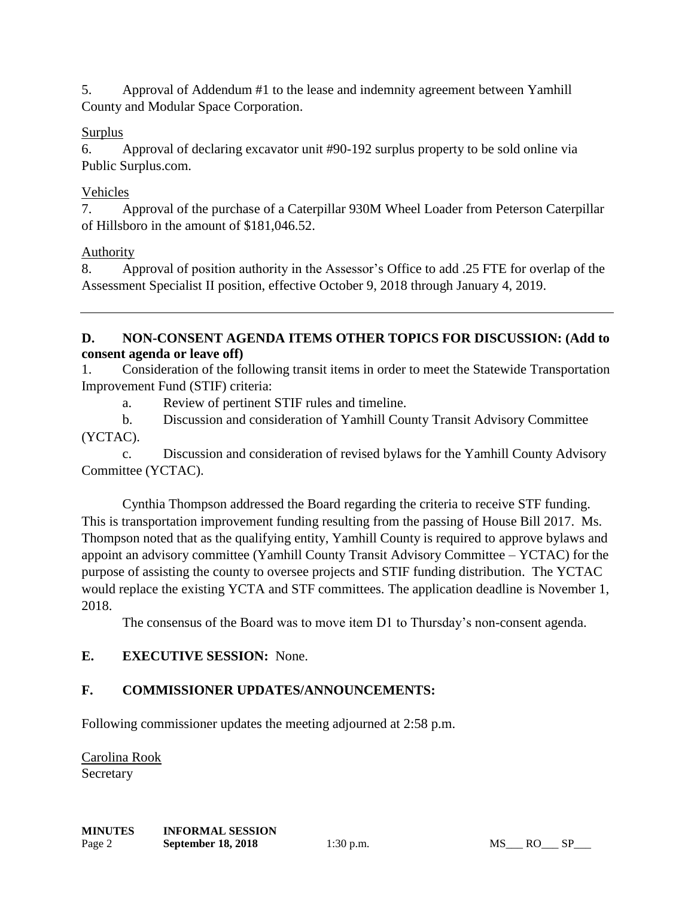5. Approval of Addendum #1 to the lease and indemnity agreement between Yamhill County and Modular Space Corporation.

Surplus

6. Approval of declaring excavator unit #90-192 surplus property to be sold online via Public Surplus.com.

Vehicles

7. Approval of the purchase of a Caterpillar 930M Wheel Loader from Peterson Caterpillar of Hillsboro in the amount of $181,046.52.

Authority

8. Approval of position authority in the Assessor's Office to add .25 FTE for overlap of the Assessment Specialist II position, effective October 9, 2018 through January 4, 2019.

---

**D. NON-CONSENT AGENDA ITEMS OTHER TOPICS FOR DISCUSSION: (Add to consent agenda or leave off)**

1. Consideration of the following transit items in order to meet the Statewide Transportation Improvement Fund (STIF) criteria:

   a. Review of pertinent STIF rules and timeline.

   b. Discussion and consideration of Yamhill County Transit Advisory Committee (YCTAC).

   c. Discussion and consideration of revised bylaws for the Yamhill County Advisory Committee (YCTAC).

Cynthia Thompson addressed the Board regarding the criteria to receive STF funding. This is transportation improvement funding resulting from the passing of House Bill 2017. Ms. Thompson noted that as the qualifying entity, Yamhill County is required to approve bylaws and appoint an advisory committee (Yamhill County Transit Advisory Committee – YCTAC) for the purpose of assisting the county to oversee projects and STIF funding distribution. The YCTAC would replace the existing YCTA and STF committees. The application deadline is November 1, 2018.

The consensus of the Board was to move item D1 to Thursday's non-consent agenda.

**E. EXECUTIVE SESSION:** None.

**F. COMMISSIONER UPDATES/ANNOUNCEMENTS:**

Following commissioner updates the meeting adjourned at 2:58 p.m.

Carolina Rook
Secretary